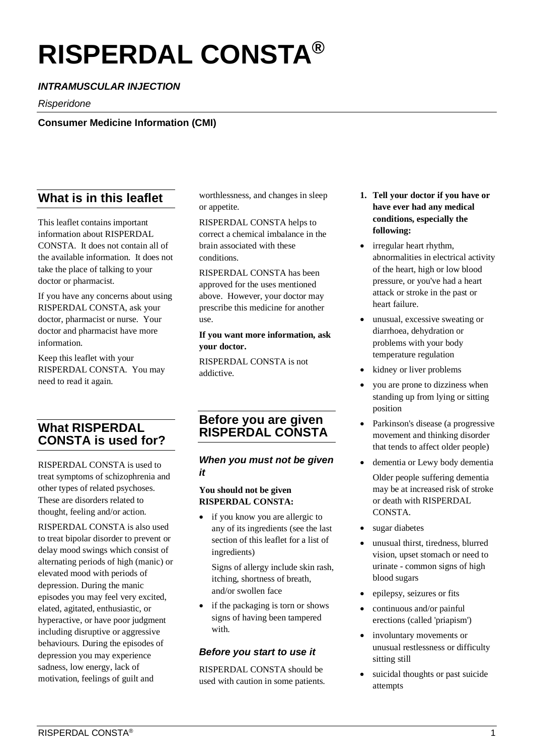# RISPERDAL CONSTA®

***INTRAMUSCULAR INJECTION***

*Risperidone*

**Consumer Medicine Information (CMI)**

## What is in this leaflet

This leaflet contains important information about RISPERDAL CONSTA. It does not contain all of the available information. It does not take the place of talking to your doctor or pharmacist.

If you have any concerns about using RISPERDAL CONSTA, ask your doctor, pharmacist or nurse. Your doctor and pharmacist have more information.

Keep this leaflet with your RISPERDAL CONSTA. You may need to read it again.

## What RISPERDAL CONSTA is used for?

RISPERDAL CONSTA is used to treat symptoms of schizophrenia and other types of related psychoses. These are disorders related to thought, feeling and/or action.

RISPERDAL CONSTA is also used to treat bipolar disorder to prevent or delay mood swings which consist of alternating periods of high (manic) or elevated mood with periods of depression. During the manic episodes you may feel very excited, elated, agitated, enthusiastic, or hyperactive, or have poor judgment including disruptive or aggressive behaviours. During the episodes of depression you may experience sadness, low energy, lack of motivation, feelings of guilt and worthlessness, and changes in sleep or appetite.

RISPERDAL CONSTA helps to correct a chemical imbalance in the brain associated with these conditions.

RISPERDAL CONSTA has been approved for the uses mentioned above. However, your doctor may prescribe this medicine for another use.

**If you want more information, ask your doctor.**

RISPERDAL CONSTA is not addictive.

## Before you are given RISPERDAL CONSTA

### *When you must not be given it*

**You should not be given RISPERDAL CONSTA:**

- if you know you are allergic to any of its ingredients (see the last section of this leaflet for a list of ingredients)

  Signs of allergy include skin rash, itching, shortness of breath, and/or swollen face
- if the packaging is torn or shows signs of having been tampered with.

### *Before you start to use it*

RISPERDAL CONSTA should be used with caution in some patients.

1. **Tell your doctor if you have or have ever had any medical conditions, especially the following:**

- irregular heart rhythm, abnormalities in electrical activity of the heart, high or low blood pressure, or you've had a heart attack or stroke in the past or heart failure.
- unusual, excessive sweating or diarrhoea, dehydration or problems with your body temperature regulation
- kidney or liver problems
- you are prone to dizziness when standing up from lying or sitting position
- Parkinson's disease (a progressive movement and thinking disorder that tends to affect older people)
- dementia or Lewy body dementia

  Older people suffering dementia may be at increased risk of stroke or death with RISPERDAL CONSTA.
- sugar diabetes
- unusual thirst, tiredness, blurred vision, upset stomach or need to urinate - common signs of high blood sugars
- epilepsy, seizures or fits
- continuous and/or painful erections (called 'priapism')
- involuntary movements or unusual restlessness or difficulty sitting still
- suicidal thoughts or past suicide attempts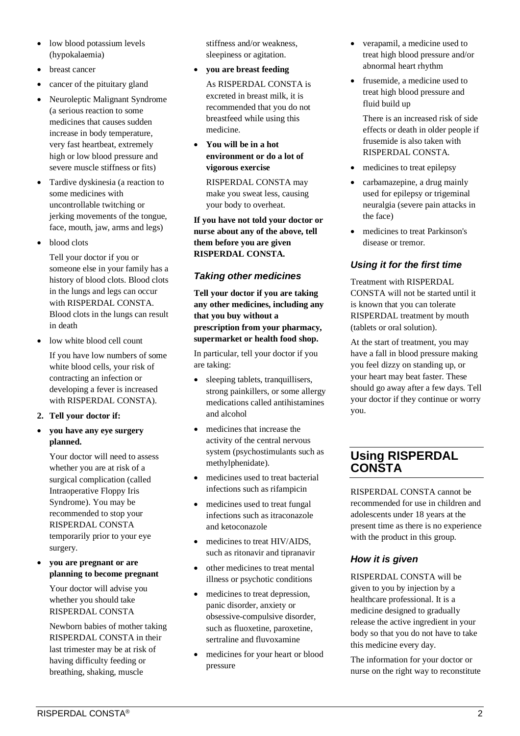- low blood potassium levels (hypokalaemia)
- breast cancer
- cancer of the pituitary gland
- Neuroleptic Malignant Syndrome (a serious reaction to some medicines that causes sudden increase in body temperature, very fast heartbeat, extremely high or low blood pressure and severe muscle stiffness or fits)
- Tardive dyskinesia (a reaction to some medicines with uncontrollable twitching or jerking movements of the tongue, face, mouth, jaw, arms and legs)
- blood clots

  Tell your doctor if you or someone else in your family has a history of blood clots. Blood clots in the lungs and legs can occur with RISPERDAL CONSTA. Blood clots in the lungs can result in death
- low white blood cell count

  If you have low numbers of some white blood cells, your risk of contracting an infection or developing a fever is increased with RISPERDAL CONSTA).

2. **Tell your doctor if:**

- **you have any eye surgery planned.**

  Your doctor will need to assess whether you are at risk of a surgical complication (called Intraoperative Floppy Iris Syndrome). You may be recommended to stop your RISPERDAL CONSTA temporarily prior to your eye surgery.
- **you are pregnant or are planning to become pregnant**

  Your doctor will advise you whether you should take RISPERDAL CONSTA

  Newborn babies of mother taking RISPERDAL CONSTA in their last trimester may be at risk of having difficulty feeding or breathing, shaking, muscle stiffness and/or weakness, sleepiness or agitation.
- **you are breast feeding**

  As RISPERDAL CONSTA is excreted in breast milk, it is recommended that you do not breastfeed while using this medicine.
- **You will be in a hot environment or do a lot of vigorous exercise**

  RISPERDAL CONSTA may make you sweat less, causing your body to overheat.

**If you have not told your doctor or nurse about any of the above, tell them before you are given RISPERDAL CONSTA.**

### *Taking other medicines*

**Tell your doctor if you are taking any other medicines, including any that you buy without a prescription from your pharmacy, supermarket or health food shop.**

In particular, tell your doctor if you are taking:

- sleeping tablets, tranquillisers, strong painkillers, or some allergy medications called antihistamines and alcohol
- medicines that increase the activity of the central nervous system (psychostimulants such as methylphenidate).
- medicines used to treat bacterial infections such as rifampicin
- medicines used to treat fungal infections such as itraconazole and ketoconazole
- medicines to treat HIV/AIDS, such as ritonavir and tipranavir
- other medicines to treat mental illness or psychotic conditions
- medicines to treat depression, panic disorder, anxiety or obsessive-compulsive disorder, such as fluoxetine, paroxetine, sertraline and fluvoxamine
- medicines for your heart or blood pressure
- verapamil, a medicine used to treat high blood pressure and/or abnormal heart rhythm
- frusemide, a medicine used to treat high blood pressure and fluid build up

  There is an increased risk of side effects or death in older people if frusemide is also taken with RISPERDAL CONSTA.
- medicines to treat epilepsy
- carbamazepine, a drug mainly used for epilepsy or trigeminal neuralgia (severe pain attacks in the face)
- medicines to treat Parkinson's disease or tremor.

### *Using it for the first time*

Treatment with RISPERDAL CONSTA will not be started until it is known that you can tolerate RISPERDAL treatment by mouth (tablets or oral solution).

At the start of treatment, you may have a fall in blood pressure making you feel dizzy on standing up, or your heart may beat faster. These should go away after a few days. Tell your doctor if they continue or worry you.

## Using RISPERDAL CONSTA

RISPERDAL CONSTA cannot be recommended for use in children and adolescents under 18 years at the present time as there is no experience with the product in this group.

### *How it is given*

RISPERDAL CONSTA will be given to you by injection by a healthcare professional. It is a medicine designed to gradually release the active ingredient in your body so that you do not have to take this medicine every day.

The information for your doctor or nurse on the right way to reconstitute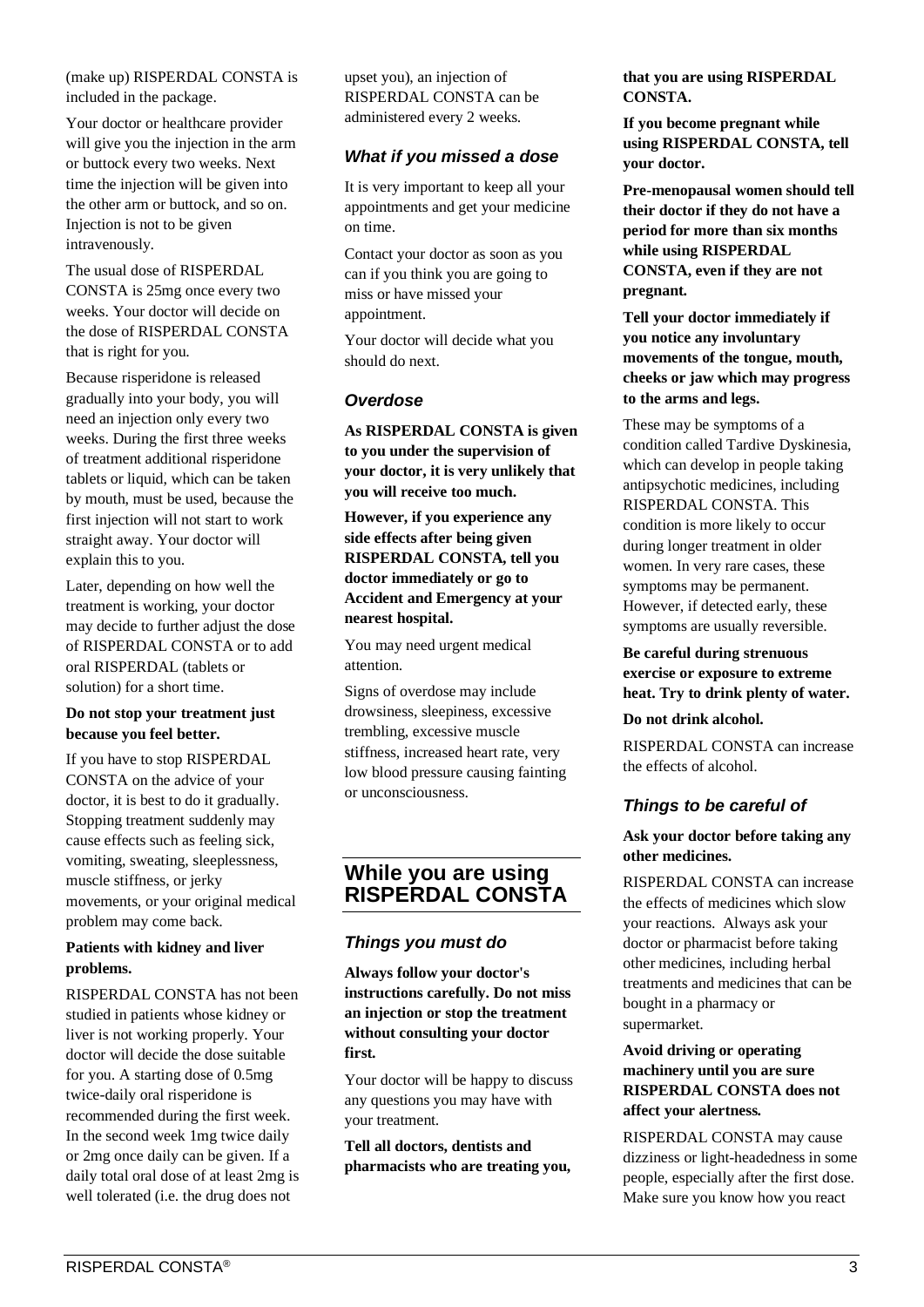(make up) RISPERDAL CONSTA is included in the package.

Your doctor or healthcare provider will give you the injection in the arm or buttock every two weeks. Next time the injection will be given into the other arm or buttock, and so on. Injection is not to be given intravenously.

The usual dose of RISPERDAL CONSTA is 25mg once every two weeks. Your doctor will decide on the dose of RISPERDAL CONSTA that is right for you.

Because risperidone is released gradually into your body, you will need an injection only every two weeks. During the first three weeks of treatment additional risperidone tablets or liquid, which can be taken by mouth, must be used, because the first injection will not start to work straight away. Your doctor will explain this to you.

Later, depending on how well the treatment is working, your doctor may decide to further adjust the dose of RISPERDAL CONSTA or to add oral RISPERDAL (tablets or solution) for a short time.

**Do not stop your treatment just because you feel better.**

If you have to stop RISPERDAL CONSTA on the advice of your doctor, it is best to do it gradually. Stopping treatment suddenly may cause effects such as feeling sick, vomiting, sweating, sleeplessness, muscle stiffness, or jerky movements, or your original medical problem may come back.

**Patients with kidney and liver problems.**

RISPERDAL CONSTA has not been studied in patients whose kidney or liver is not working properly. Your doctor will decide the dose suitable for you. A starting dose of 0.5mg twice-daily oral risperidone is recommended during the first week. In the second week 1mg twice daily or 2mg once daily can be given. If a daily total oral dose of at least 2mg is well tolerated (i.e. the drug does not upset you), an injection of RISPERDAL CONSTA can be administered every 2 weeks.

### *What if you missed a dose*

It is very important to keep all your appointments and get your medicine on time.

Contact your doctor as soon as you can if you think you are going to miss or have missed your appointment.

Your doctor will decide what you should do next.

### *Overdose*

**As RISPERDAL CONSTA is given to you under the supervision of your doctor, it is very unlikely that you will receive too much.**

**However, if you experience any side effects after being given RISPERDAL CONSTA, tell you doctor immediately or go to Accident and Emergency at your nearest hospital.**

You may need urgent medical attention.

Signs of overdose may include drowsiness, sleepiness, excessive trembling, excessive muscle stiffness, increased heart rate, very low blood pressure causing fainting or unconsciousness.

## While you are using RISPERDAL CONSTA

### *Things you must do*

**Always follow your doctor's instructions carefully. Do not miss an injection or stop the treatment without consulting your doctor first.**

Your doctor will be happy to discuss any questions you may have with your treatment.

**Tell all doctors, dentists and pharmacists who are treating you, that you are using RISPERDAL CONSTA.**

**If you become pregnant while using RISPERDAL CONSTA, tell your doctor.**

**Pre-menopausal women should tell their doctor if they do not have a period for more than six months while using RISPERDAL CONSTA, even if they are not pregnant.**

**Tell your doctor immediately if you notice any involuntary movements of the tongue, mouth, cheeks or jaw which may progress to the arms and legs.**

These may be symptoms of a condition called Tardive Dyskinesia, which can develop in people taking antipsychotic medicines, including RISPERDAL CONSTA. This condition is more likely to occur during longer treatment in older women. In very rare cases, these symptoms may be permanent. However, if detected early, these symptoms are usually reversible.

**Be careful during strenuous exercise or exposure to extreme heat. Try to drink plenty of water.**

**Do not drink alcohol.**

RISPERDAL CONSTA can increase the effects of alcohol.

### *Things to be careful of*

**Ask your doctor before taking any other medicines.**

RISPERDAL CONSTA can increase the effects of medicines which slow your reactions. Always ask your doctor or pharmacist before taking other medicines, including herbal treatments and medicines that can be bought in a pharmacy or supermarket.

**Avoid driving or operating machinery until you are sure RISPERDAL CONSTA does not affect your alertness.**

RISPERDAL CONSTA may cause dizziness or light-headedness in some people, especially after the first dose. Make sure you know how you react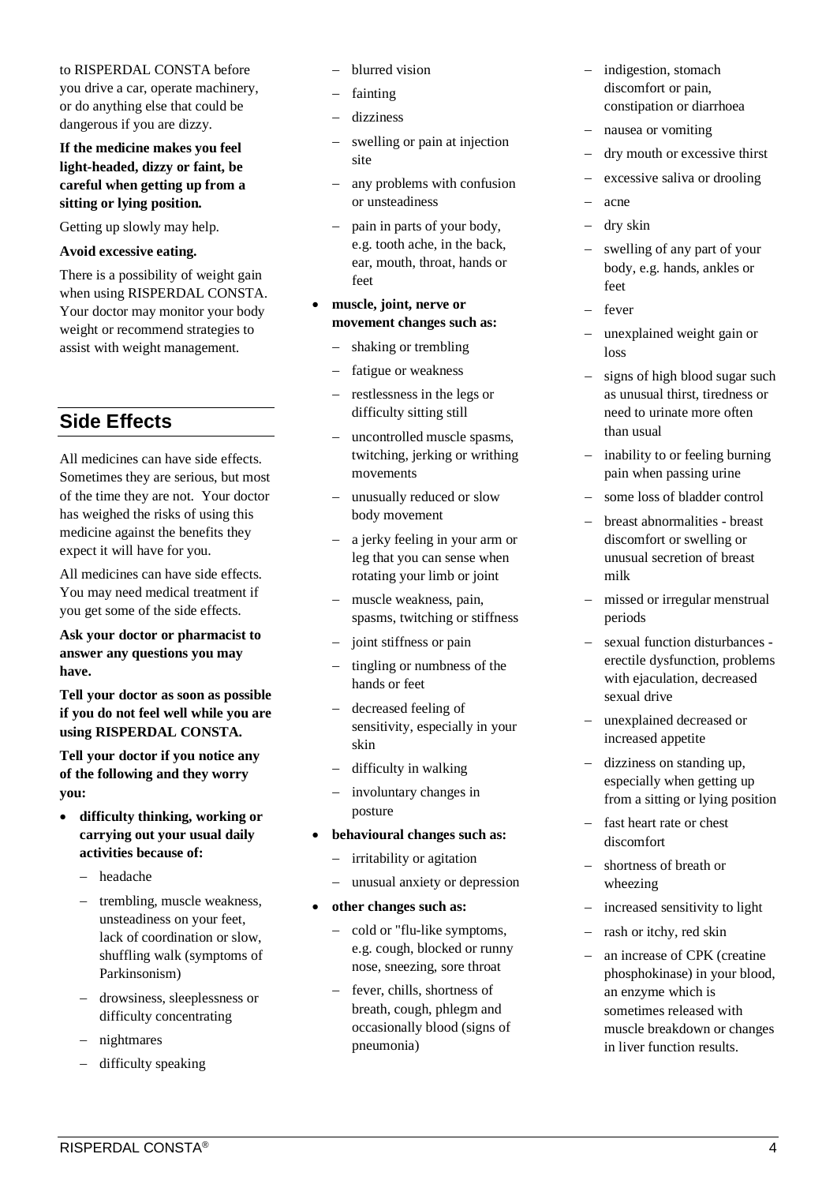to RISPERDAL CONSTA before you drive a car, operate machinery, or do anything else that could be dangerous if you are dizzy.

**If the medicine makes you feel light-headed, dizzy or faint, be careful when getting up from a sitting or lying position.**

Getting up slowly may help.

**Avoid excessive eating.**

There is a possibility of weight gain when using RISPERDAL CONSTA. Your doctor may monitor your body weight or recommend strategies to assist with weight management.

## Side Effects

All medicines can have side effects. Sometimes they are serious, but most of the time they are not. Your doctor has weighed the risks of using this medicine against the benefits they expect it will have for you.

All medicines can have side effects. You may need medical treatment if you get some of the side effects.

**Ask your doctor or pharmacist to answer any questions you may have.**

**Tell your doctor as soon as possible if you do not feel well while you are using RISPERDAL CONSTA.**

**Tell your doctor if you notice any of the following and they worry you:**

- **difficulty thinking, working or carrying out your usual daily activities because of:**
  - headache
  - trembling, muscle weakness, unsteadiness on your feet, lack of coordination or slow, shuffling walk (symptoms of Parkinsonism)
  - drowsiness, sleeplessness or difficulty concentrating
  - nightmares
  - difficulty speaking
  - blurred vision
  - fainting
  - dizziness
  - swelling or pain at injection site
  - any problems with confusion or unsteadiness
  - pain in parts of your body, e.g. tooth ache, in the back, ear, mouth, throat, hands or feet
- **muscle, joint, nerve or movement changes such as:**
  - shaking or trembling
  - fatigue or weakness
  - restlessness in the legs or difficulty sitting still
  - uncontrolled muscle spasms, twitching, jerking or writhing movements
  - unusually reduced or slow body movement
  - a jerky feeling in your arm or leg that you can sense when rotating your limb or joint
  - muscle weakness, pain, spasms, twitching or stiffness
  - joint stiffness or pain
  - tingling or numbness of the hands or feet
  - decreased feeling of sensitivity, especially in your skin
  - difficulty in walking
  - involuntary changes in posture
- **behavioural changes such as:**
  - irritability or agitation
  - unusual anxiety or depression
- **other changes such as:**
  - cold or "flu-like symptoms, e.g. cough, blocked or runny nose, sneezing, sore throat
  - fever, chills, shortness of breath, cough, phlegm and occasionally blood (signs of pneumonia)
  - indigestion, stomach discomfort or pain, constipation or diarrhoea
  - nausea or vomiting
  - dry mouth or excessive thirst
  - excessive saliva or drooling
  - acne
  - dry skin
  - swelling of any part of your body, e.g. hands, ankles or feet
  - fever
  - unexplained weight gain or loss
  - signs of high blood sugar such as unusual thirst, tiredness or need to urinate more often than usual
  - inability to or feeling burning pain when passing urine
  - some loss of bladder control
  - breast abnormalities - breast discomfort or swelling or unusual secretion of breast milk
  - missed or irregular menstrual periods
  - sexual function disturbances - erectile dysfunction, problems with ejaculation, decreased sexual drive
  - unexplained decreased or increased appetite
  - dizziness on standing up, especially when getting up from a sitting or lying position
  - fast heart rate or chest discomfort
  - shortness of breath or wheezing
  - increased sensitivity to light
  - rash or itchy, red skin
  - an increase of CPK (creatine phosphokinase) in your blood, an enzyme which is sometimes released with muscle breakdown or changes in liver function results.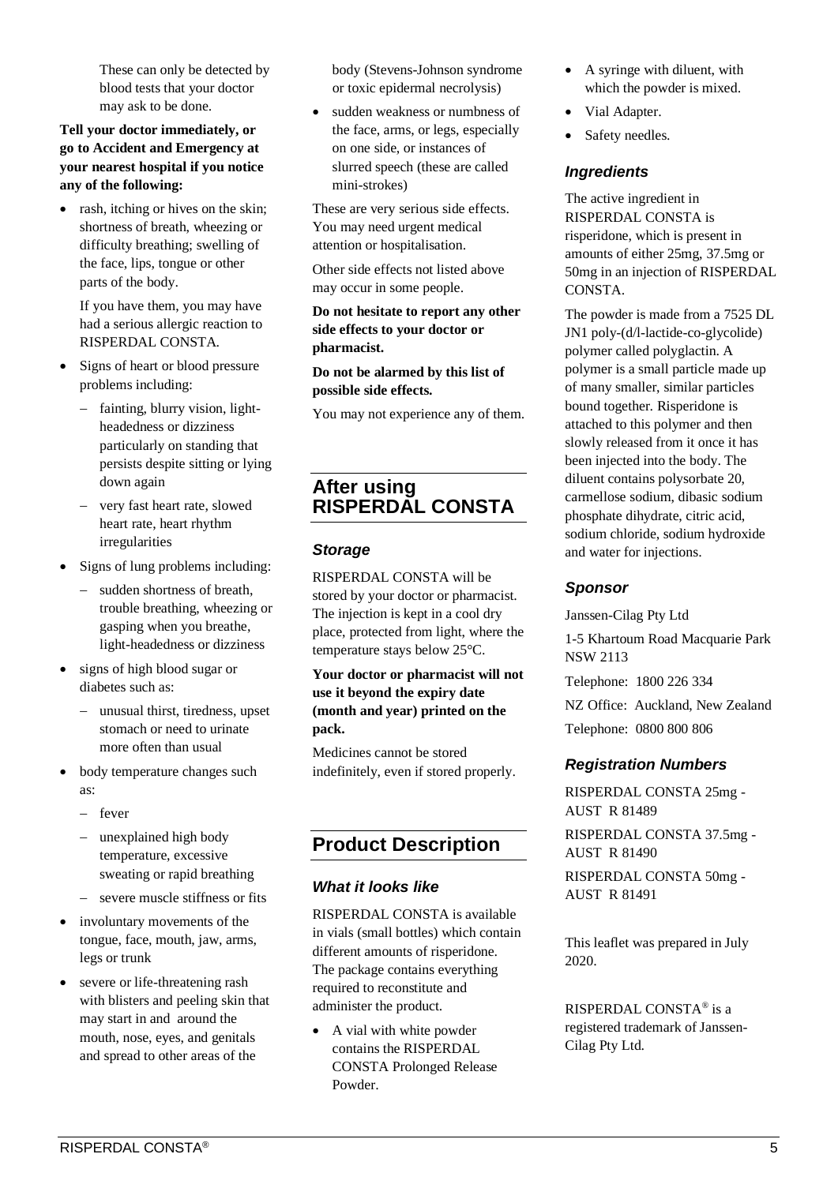These can only be detected by blood tests that your doctor may ask to be done.

**Tell your doctor immediately, or go to Accident and Emergency at your nearest hospital if you notice any of the following:**

- rash, itching or hives on the skin; shortness of breath, wheezing or difficulty breathing; swelling of the face, lips, tongue or other parts of the body.

  If you have them, you may have had a serious allergic reaction to RISPERDAL CONSTA.

- Signs of heart or blood pressure problems including:
  - fainting, blurry vision, light-headedness or dizziness particularly on standing that persists despite sitting or lying down again
  - very fast heart rate, slowed heart rate, heart rhythm irregularities
- Signs of lung problems including:
  - sudden shortness of breath, trouble breathing, wheezing or gasping when you breathe, light-headedness or dizziness
- signs of high blood sugar or diabetes such as:
  - unusual thirst, tiredness, upset stomach or need to urinate more often than usual
- body temperature changes such as:
  - fever
  - unexplained high body temperature, excessive sweating or rapid breathing
  - severe muscle stiffness or fits
- involuntary movements of the tongue, face, mouth, jaw, arms, legs or trunk
- severe or life-threatening rash with blisters and peeling skin that may start in and around the mouth, nose, eyes, and genitals and spread to other areas of the body (Stevens-Johnson syndrome or toxic epidermal necrolysis)
- sudden weakness or numbness of the face, arms, or legs, especially on one side, or instances of slurred speech (these are called mini-strokes)

These are very serious side effects. You may need urgent medical attention or hospitalisation.

Other side effects not listed above may occur in some people.

**Do not hesitate to report any other side effects to your doctor or pharmacist.**

**Do not be alarmed by this list of possible side effects.**

You may not experience any of them.

## After using RISPERDAL CONSTA

### *Storage*

RISPERDAL CONSTA will be stored by your doctor or pharmacist. The injection is kept in a cool dry place, protected from light, where the temperature stays below 25°C.

**Your doctor or pharmacist will not use it beyond the expiry date (month and year) printed on the pack.**

Medicines cannot be stored indefinitely, even if stored properly.

## Product Description

### *What it looks like*

RISPERDAL CONSTA is available in vials (small bottles) which contain different amounts of risperidone. The package contains everything required to reconstitute and administer the product.

- A vial with white powder contains the RISPERDAL CONSTA Prolonged Release Powder.
- A syringe with diluent, with which the powder is mixed.
- Vial Adapter.
- Safety needles.

### *Ingredients*

The active ingredient in RISPERDAL CONSTA is risperidone, which is present in amounts of either 25mg, 37.5mg or 50mg in an injection of RISPERDAL CONSTA.

The powder is made from a 7525 DL JN1 poly-(d/l-lactide-co-glycolide) polymer called polyglactin. A polymer is a small particle made up of many smaller, similar particles bound together. Risperidone is attached to this polymer and then slowly released from it once it has been injected into the body. The diluent contains polysorbate 20, carmellose sodium, dibasic sodium phosphate dihydrate, citric acid, sodium chloride, sodium hydroxide and water for injections.

### *Sponsor*

Janssen-Cilag Pty Ltd

1-5 Khartoum Road Macquarie Park NSW 2113

Telephone: 1800 226 334

NZ Office: Auckland, New Zealand

Telephone: 0800 800 806

### *Registration Numbers*

RISPERDAL CONSTA 25mg - AUST R 81489

RISPERDAL CONSTA 37.5mg - AUST R 81490

RISPERDAL CONSTA 50mg - AUST R 81491

This leaflet was prepared in July 2020.

RISPERDAL CONSTA® is a registered trademark of Janssen-Cilag Pty Ltd.